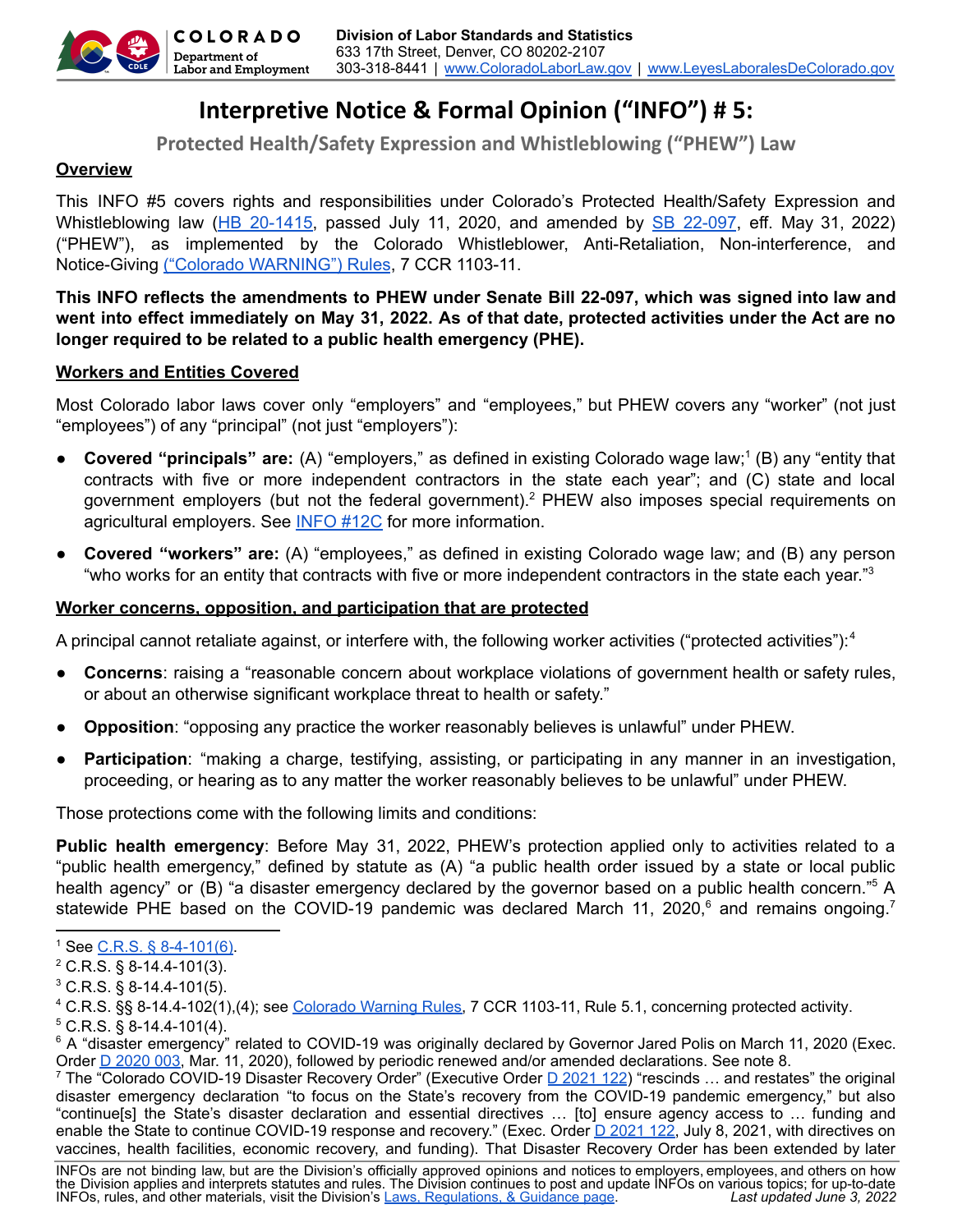COLORADO
Department of Labor and Employment

**Division of Labor Standards and Statistics**
633 17th Street, Denver, CO 80202-2107
303-318-8441 | www.ColoradoLaborLaw.gov | www.LeyesLaboralesDeColorado.gov

# Interpretive Notice & Formal Opinion ("INFO") # 5:

## Protected Health/Safety Expression and Whistleblowing ("PHEW") Law

**Overview**

This INFO #5 covers rights and responsibilities under Colorado's Protected Health/Safety Expression and Whistleblowing law (HB 20-1415, passed July 11, 2020, and amended by SB 22-097, eff. May 31, 2022) ("PHEW"), as implemented by the Colorado Whistleblower, Anti-Retaliation, Non-interference, and Notice-Giving ("Colorado WARNING") Rules, 7 CCR 1103-11.

**This INFO reflects the amendments to PHEW under Senate Bill 22-097, which was signed into law and went into effect immediately on May 31, 2022. As of that date, protected activities under the Act are no longer required to be related to a public health emergency (PHE).**

**Workers and Entities Covered**

Most Colorado labor laws cover only "employers" and "employees," but PHEW covers any "worker" (not just "employees") of any "principal" (not just "employers"):

- **Covered "principals" are:** (A) "employers," as defined in existing Colorado wage law;[1] (B) any "entity that contracts with five or more independent contractors in the state each year"; and (C) state and local government employers (but not the federal government).[2] PHEW also imposes special requirements on agricultural employers. See INFO #12C for more information.
- **Covered "workers" are:** (A) "employees," as defined in existing Colorado wage law; and (B) any person "who works for an entity that contracts with five or more independent contractors in the state each year."[3]

**Worker concerns, opposition, and participation that are protected**

A principal cannot retaliate against, or interfere with, the following worker activities ("protected activities"):[4]

- **Concerns**: raising a "reasonable concern about workplace violations of government health or safety rules, or about an otherwise significant workplace threat to health or safety."
- **Opposition**: "opposing any practice the worker reasonably believes is unlawful" under PHEW.
- **Participation**: "making a charge, testifying, assisting, or participating in any manner in an investigation, proceeding, or hearing as to any matter the worker reasonably believes to be unlawful" under PHEW.

Those protections come with the following limits and conditions:

**Public health emergency**: Before May 31, 2022, PHEW's protection applied only to activities related to a "public health emergency," defined by statute as (A) "a public health order issued by a state or local public health agency" or (B) "a disaster emergency declared by the governor based on a public health concern."[5] A statewide PHE based on the COVID-19 pandemic was declared March 11, 2020,[6] and remains ongoing.[7]

---

[1] See C.R.S. § 8-4-101(6).
[2] C.R.S. § 8-14.4-101(3).
[3] C.R.S. § 8-14.4-101(5).
[4] C.R.S. §§ 8-14.4-102(1),(4); see Colorado Warning Rules, 7 CCR 1103-11, Rule 5.1, concerning protected activity.
[5] C.R.S. § 8-14.4-101(4).
[6] A "disaster emergency" related to COVID-19 was originally declared by Governor Jared Polis on March 11, 2020 (Exec. Order D 2020 003, Mar. 11, 2020), followed by periodic renewed and/or amended declarations. See note 8.
[7] The "Colorado COVID-19 Disaster Recovery Order" (Executive Order D 2021 122) "rescinds … and restates" the original disaster emergency declaration "to focus on the State's recovery from the COVID-19 pandemic emergency," but also "continue[s] the State's disaster declaration and essential directives … [to] ensure agency access to … funding and enable the State to continue COVID-19 response and recovery." (Exec. Order D 2021 122, July 8, 2021, with directives on vaccines, health facilities, economic recovery, and funding). That Disaster Recovery Order has been extended by later

INFOs are not binding law, but are the Division's officially approved opinions and notices to employers, employees, and others on how the Division applies and interprets statutes and rules. The Division continues to post and update INFOs on various topics; for up-to-date INFOs, rules, and other materials, visit the Division's Laws, Regulations, & Guidance page. *Last updated June 3, 2022*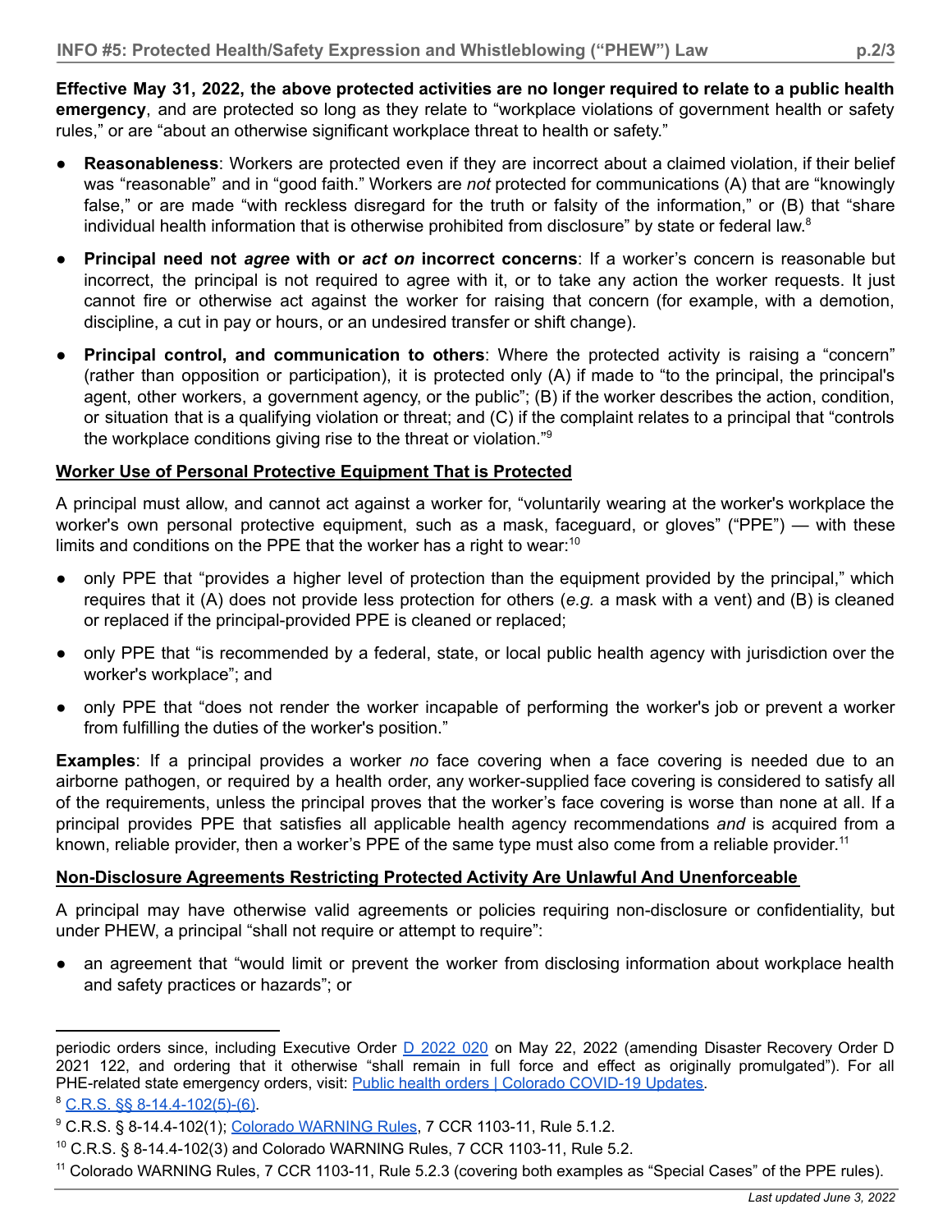**Effective May 31, 2022, the above protected activities are no longer required to relate to a public health emergency**, and are protected so long as they relate to "workplace violations of government health or safety rules," or are "about an otherwise significant workplace threat to health or safety."

- **Reasonableness**: Workers are protected even if they are incorrect about a claimed violation, if their belief was "reasonable" and in "good faith." Workers are *not* protected for communications (A) that are "knowingly false," or are made "with reckless disregard for the truth or falsity of the information," or (B) that "share individual health information that is otherwise prohibited from disclosure" by state or federal law.[8]

- **Principal need not *agree* with or *act on* incorrect concerns**: If a worker's concern is reasonable but incorrect, the principal is not required to agree with it, or to take any action the worker requests. It just cannot fire or otherwise act against the worker for raising that concern (for example, with a demotion, discipline, a cut in pay or hours, or an undesired transfer or shift change).

- **Principal control, and communication to others**: Where the protected activity is raising a "concern" (rather than opposition or participation), it is protected only (A) if made to "to the principal, the principal's agent, other workers, a government agency, or the public"; (B) if the worker describes the action, condition, or situation that is a qualifying violation or threat; and (C) if the complaint relates to a principal that "controls the workplace conditions giving rise to the threat or violation."[9]

## Worker Use of Personal Protective Equipment That is Protected

A principal must allow, and cannot act against a worker for, "voluntarily wearing at the worker's workplace the worker's own personal protective equipment, such as a mask, faceguard, or gloves" ("PPE") — with these limits and conditions on the PPE that the worker has a right to wear:[10]

- only PPE that "provides a higher level of protection than the equipment provided by the principal," which requires that it (A) does not provide less protection for others (*e.g.* a mask with a vent) and (B) is cleaned or replaced if the principal-provided PPE is cleaned or replaced;

- only PPE that "is recommended by a federal, state, or local public health agency with jurisdiction over the worker's workplace"; and

- only PPE that "does not render the worker incapable of performing the worker's job or prevent a worker from fulfilling the duties of the worker's position."

**Examples**: If a principal provides a worker *no* face covering when a face covering is needed due to an airborne pathogen, or required by a health order, any worker-supplied face covering is considered to satisfy all of the requirements, unless the principal proves that the worker's face covering is worse than none at all. If a principal provides PPE that satisfies all applicable health agency recommendations *and* is acquired from a known, reliable provider, then a worker's PPE of the same type must also come from a reliable provider.[11]

## Non-Disclosure Agreements Restricting Protected Activity Are Unlawful And Unenforceable

A principal may have otherwise valid agreements or policies requiring non-disclosure or confidentiality, but under PHEW, a principal "shall not require or attempt to require":

- an agreement that "would limit or prevent the worker from disclosing information about workplace health and safety practices or hazards"; or

---

periodic orders since, including Executive Order D 2022 020 on May 22, 2022 (amending Disaster Recovery Order D 2021 122, and ordering that it otherwise "shall remain in full force and effect as originally promulgated"). For all PHE-related state emergency orders, visit: Public health orders | Colorado COVID-19 Updates.

[8] C.R.S. §§ 8-14.4-102(5)-(6).

[9] C.R.S. § 8-14.4-102(1); Colorado WARNING Rules, 7 CCR 1103-11, Rule 5.1.2.

[10] C.R.S. § 8-14.4-102(3) and Colorado WARNING Rules, 7 CCR 1103-11, Rule 5.2.

[11] Colorado WARNING Rules, 7 CCR 1103-11, Rule 5.2.3 (covering both examples as "Special Cases" of the PPE rules).

*Last updated June 3, 2022*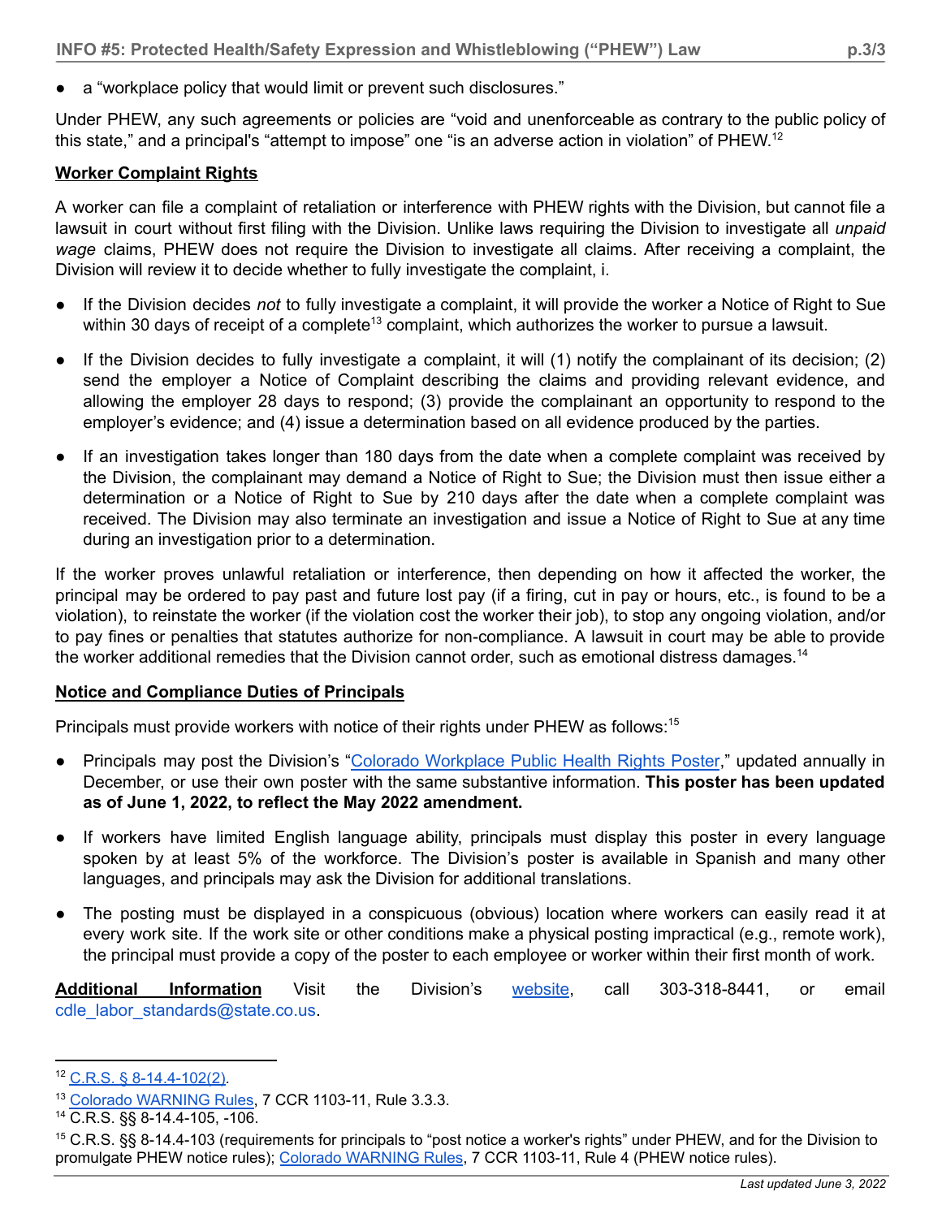- a "workplace policy that would limit or prevent such disclosures."

Under PHEW, any such agreements or policies are "void and unenforceable as contrary to the public policy of this state," and a principal's "attempt to impose" one "is an adverse action in violation" of PHEW.[12]

**Worker Complaint Rights**

A worker can file a complaint of retaliation or interference with PHEW rights with the Division, but cannot file a lawsuit in court without first filing with the Division. Unlike laws requiring the Division to investigate all *unpaid wage* claims, PHEW does not require the Division to investigate all claims. After receiving a complaint, the Division will review it to decide whether to fully investigate the complaint, i.

- If the Division decides *not* to fully investigate a complaint, it will provide the worker a Notice of Right to Sue within 30 days of receipt of a complete[13] complaint, which authorizes the worker to pursue a lawsuit.
- If the Division decides to fully investigate a complaint, it will (1) notify the complainant of its decision; (2) send the employer a Notice of Complaint describing the claims and providing relevant evidence, and allowing the employer 28 days to respond; (3) provide the complainant an opportunity to respond to the employer's evidence; and (4) issue a determination based on all evidence produced by the parties.
- If an investigation takes longer than 180 days from the date when a complete complaint was received by the Division, the complainant may demand a Notice of Right to Sue; the Division must then issue either a determination or a Notice of Right to Sue by 210 days after the date when a complete complaint was received. The Division may also terminate an investigation and issue a Notice of Right to Sue at any time during an investigation prior to a determination.

If the worker proves unlawful retaliation or interference, then depending on how it affected the worker, the principal may be ordered to pay past and future lost pay (if a firing, cut in pay or hours, etc., is found to be a violation), to reinstate the worker (if the violation cost the worker their job), to stop any ongoing violation, and/or to pay fines or penalties that statutes authorize for non-compliance. A lawsuit in court may be able to provide the worker additional remedies that the Division cannot order, such as emotional distress damages.[14]

**Notice and Compliance Duties of Principals**

Principals must provide workers with notice of their rights under PHEW as follows:[15]

- Principals may post the Division's "Colorado Workplace Public Health Rights Poster," updated annually in December, or use their own poster with the same substantive information. **This poster has been updated as of June 1, 2022, to reflect the May 2022 amendment.**
- If workers have limited English language ability, principals must display this poster in every language spoken by at least 5% of the workforce. The Division's poster is available in Spanish and many other languages, and principals may ask the Division for additional translations.
- The posting must be displayed in a conspicuous (obvious) location where workers can easily read it at every work site. If the work site or other conditions make a physical posting impractical (e.g., remote work), the principal must provide a copy of the poster to each employee or worker within their first month of work.

**Additional Information** Visit the Division's website, call 303-318-8441, or email cdle_labor_standards@state.co.us.

---

[12] C.R.S. § 8-14.4-102(2).

[13] Colorado WARNING Rules, 7 CCR 1103-11, Rule 3.3.3.

[14] C.R.S. §§ 8-14.4-105, -106.

[15] C.R.S. §§ 8-14.4-103 (requirements for principals to "post notice a worker's rights" under PHEW, and for the Division to promulgate PHEW notice rules); Colorado WARNING Rules, 7 CCR 1103-11, Rule 4 (PHEW notice rules).

*Last updated June 3, 2022*